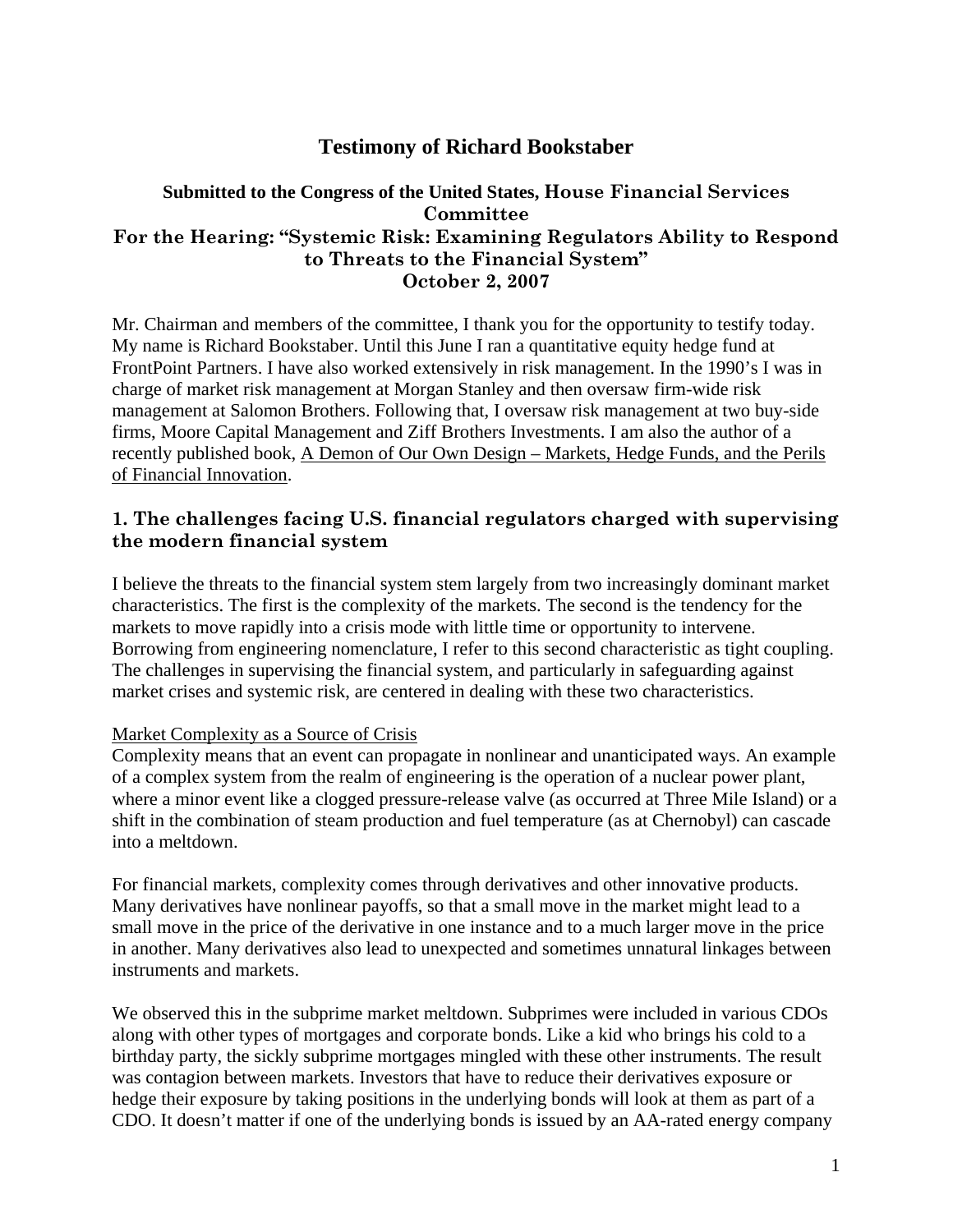# Testimony of Richard Bookstaber

## Submitted to the Congress of the United States, House Financial Services Committee
## For the Hearing: "Systemic Risk: Examining Regulators Ability to Respond to Threats to the Financial System"
## October 2, 2007

Mr. Chairman and members of the committee, I thank you for the opportunity to testify today. My name is Richard Bookstaber. Until this June I ran a quantitative equity hedge fund at FrontPoint Partners. I have also worked extensively in risk management. In the 1990's I was in charge of market risk management at Morgan Stanley and then oversaw firm-wide risk management at Salomon Brothers. Following that, I oversaw risk management at two buy-side firms, Moore Capital Management and Ziff Brothers Investments. I am also the author of a recently published book, A Demon of Our Own Design – Markets, Hedge Funds, and the Perils of Financial Innovation.

### 1. The challenges facing U.S. financial regulators charged with supervising the modern financial system

I believe the threats to the financial system stem largely from two increasingly dominant market characteristics. The first is the complexity of the markets. The second is the tendency for the markets to move rapidly into a crisis mode with little time or opportunity to intervene. Borrowing from engineering nomenclature, I refer to this second characteristic as tight coupling. The challenges in supervising the financial system, and particularly in safeguarding against market crises and systemic risk, are centered in dealing with these two characteristics.

Market Complexity as a Source of Crisis

Complexity means that an event can propagate in nonlinear and unanticipated ways. An example of a complex system from the realm of engineering is the operation of a nuclear power plant, where a minor event like a clogged pressure-release valve (as occurred at Three Mile Island) or a shift in the combination of steam production and fuel temperature (as at Chernobyl) can cascade into a meltdown.

For financial markets, complexity comes through derivatives and other innovative products. Many derivatives have nonlinear payoffs, so that a small move in the market might lead to a small move in the price of the derivative in one instance and to a much larger move in the price in another. Many derivatives also lead to unexpected and sometimes unnatural linkages between instruments and markets.

We observed this in the subprime market meltdown. Subprimes were included in various CDOs along with other types of mortgages and corporate bonds. Like a kid who brings his cold to a birthday party, the sickly subprime mortgages mingled with these other instruments. The result was contagion between markets. Investors that have to reduce their derivatives exposure or hedge their exposure by taking positions in the underlying bonds will look at them as part of a CDO. It doesn't matter if one of the underlying bonds is issued by an AA-rated energy company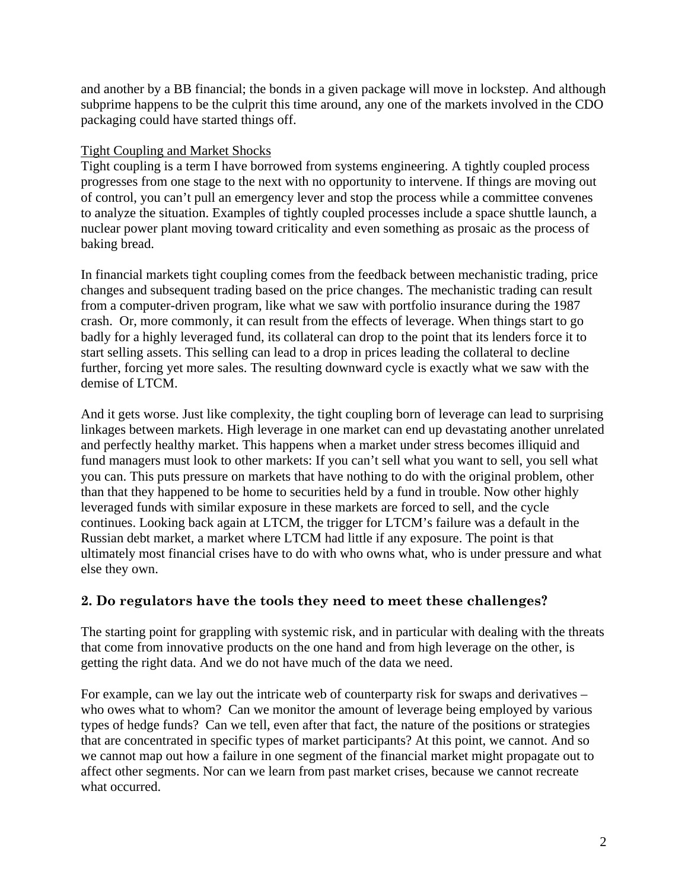and another by a BB financial; the bonds in a given package will move in lockstep. And although subprime happens to be the culprit this time around, any one of the markets involved in the CDO packaging could have started things off.

Tight Coupling and Market Shocks

Tight coupling is a term I have borrowed from systems engineering. A tightly coupled process progresses from one stage to the next with no opportunity to intervene. If things are moving out of control, you can't pull an emergency lever and stop the process while a committee convenes to analyze the situation. Examples of tightly coupled processes include a space shuttle launch, a nuclear power plant moving toward criticality and even something as prosaic as the process of baking bread.

In financial markets tight coupling comes from the feedback between mechanistic trading, price changes and subsequent trading based on the price changes. The mechanistic trading can result from a computer-driven program, like what we saw with portfolio insurance during the 1987 crash. Or, more commonly, it can result from the effects of leverage. When things start to go badly for a highly leveraged fund, its collateral can drop to the point that its lenders force it to start selling assets. This selling can lead to a drop in prices leading the collateral to decline further, forcing yet more sales. The resulting downward cycle is exactly what we saw with the demise of LTCM.

And it gets worse. Just like complexity, the tight coupling born of leverage can lead to surprising linkages between markets. High leverage in one market can end up devastating another unrelated and perfectly healthy market. This happens when a market under stress becomes illiquid and fund managers must look to other markets: If you can't sell what you want to sell, you sell what you can. This puts pressure on markets that have nothing to do with the original problem, other than that they happened to be home to securities held by a fund in trouble. Now other highly leveraged funds with similar exposure in these markets are forced to sell, and the cycle continues. Looking back again at LTCM, the trigger for LTCM's failure was a default in the Russian debt market, a market where LTCM had little if any exposure. The point is that ultimately most financial crises have to do with who owns what, who is under pressure and what else they own.

## 2. Do regulators have the tools they need to meet these challenges?

The starting point for grappling with systemic risk, and in particular with dealing with the threats that come from innovative products on the one hand and from high leverage on the other, is getting the right data. And we do not have much of the data we need.

For example, can we lay out the intricate web of counterparty risk for swaps and derivatives – who owes what to whom? Can we monitor the amount of leverage being employed by various types of hedge funds? Can we tell, even after that fact, the nature of the positions or strategies that are concentrated in specific types of market participants? At this point, we cannot. And so we cannot map out how a failure in one segment of the financial market might propagate out to affect other segments. Nor can we learn from past market crises, because we cannot recreate what occurred.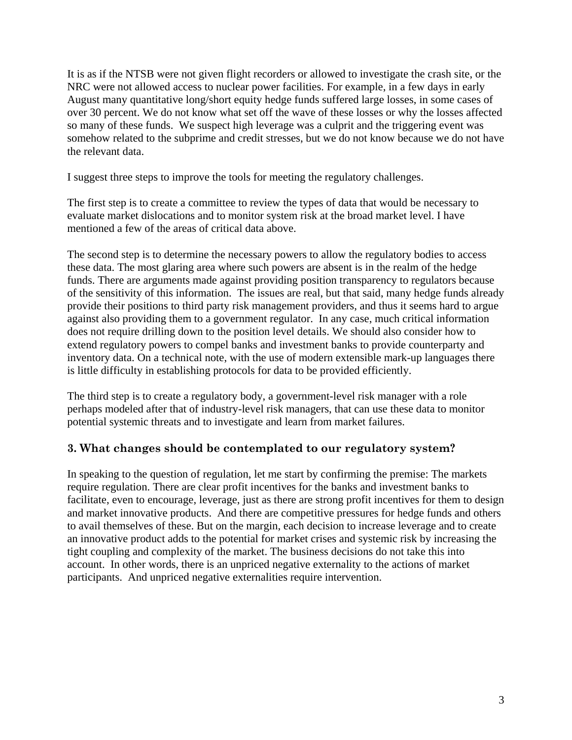It is as if the NTSB were not given flight recorders or allowed to investigate the crash site, or the NRC were not allowed access to nuclear power facilities. For example, in a few days in early August many quantitative long/short equity hedge funds suffered large losses, in some cases of over 30 percent. We do not know what set off the wave of these losses or why the losses affected so many of these funds. We suspect high leverage was a culprit and the triggering event was somehow related to the subprime and credit stresses, but we do not know because we do not have the relevant data.

I suggest three steps to improve the tools for meeting the regulatory challenges.

The first step is to create a committee to review the types of data that would be necessary to evaluate market dislocations and to monitor system risk at the broad market level. I have mentioned a few of the areas of critical data above.

The second step is to determine the necessary powers to allow the regulatory bodies to access these data. The most glaring area where such powers are absent is in the realm of the hedge funds. There are arguments made against providing position transparency to regulators because of the sensitivity of this information. The issues are real, but that said, many hedge funds already provide their positions to third party risk management providers, and thus it seems hard to argue against also providing them to a government regulator. In any case, much critical information does not require drilling down to the position level details. We should also consider how to extend regulatory powers to compel banks and investment banks to provide counterparty and inventory data. On a technical note, with the use of modern extensible mark-up languages there is little difficulty in establishing protocols for data to be provided efficiently.

The third step is to create a regulatory body, a government-level risk manager with a role perhaps modeled after that of industry-level risk managers, that can use these data to monitor potential systemic threats and to investigate and learn from market failures.

### 3. What changes should be contemplated to our regulatory system?

In speaking to the question of regulation, let me start by confirming the premise: The markets require regulation. There are clear profit incentives for the banks and investment banks to facilitate, even to encourage, leverage, just as there are strong profit incentives for them to design and market innovative products. And there are competitive pressures for hedge funds and others to avail themselves of these. But on the margin, each decision to increase leverage and to create an innovative product adds to the potential for market crises and systemic risk by increasing the tight coupling and complexity of the market. The business decisions do not take this into account. In other words, there is an unpriced negative externality to the actions of market participants. And unpriced negative externalities require intervention.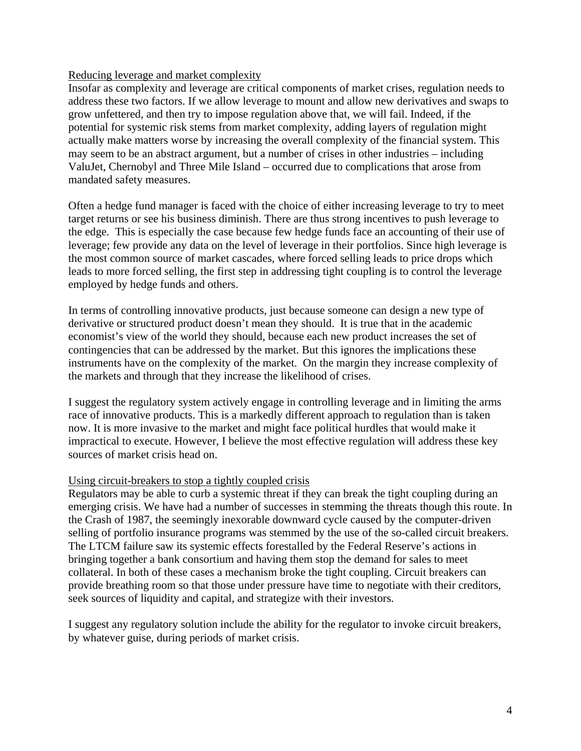## Reducing leverage and market complexity

Insofar as complexity and leverage are critical components of market crises, regulation needs to address these two factors. If we allow leverage to mount and allow new derivatives and swaps to grow unfettered, and then try to impose regulation above that, we will fail. Indeed, if the potential for systemic risk stems from market complexity, adding layers of regulation might actually make matters worse by increasing the overall complexity of the financial system. This may seem to be an abstract argument, but a number of crises in other industries – including ValuJet, Chernobyl and Three Mile Island – occurred due to complications that arose from mandated safety measures.

Often a hedge fund manager is faced with the choice of either increasing leverage to try to meet target returns or see his business diminish. There are thus strong incentives to push leverage to the edge. This is especially the case because few hedge funds face an accounting of their use of leverage; few provide any data on the level of leverage in their portfolios. Since high leverage is the most common source of market cascades, where forced selling leads to price drops which leads to more forced selling, the first step in addressing tight coupling is to control the leverage employed by hedge funds and others.

In terms of controlling innovative products, just because someone can design a new type of derivative or structured product doesn't mean they should. It is true that in the academic economist's view of the world they should, because each new product increases the set of contingencies that can be addressed by the market. But this ignores the implications these instruments have on the complexity of the market. On the margin they increase complexity of the markets and through that they increase the likelihood of crises.

I suggest the regulatory system actively engage in controlling leverage and in limiting the arms race of innovative products. This is a markedly different approach to regulation than is taken now. It is more invasive to the market and might face political hurdles that would make it impractical to execute. However, I believe the most effective regulation will address these key sources of market crisis head on.

## Using circuit-breakers to stop a tightly coupled crisis

Regulators may be able to curb a systemic threat if they can break the tight coupling during an emerging crisis. We have had a number of successes in stemming the threats though this route. In the Crash of 1987, the seemingly inexorable downward cycle caused by the computer-driven selling of portfolio insurance programs was stemmed by the use of the so-called circuit breakers. The LTCM failure saw its systemic effects forestalled by the Federal Reserve's actions in bringing together a bank consortium and having them stop the demand for sales to meet collateral. In both of these cases a mechanism broke the tight coupling. Circuit breakers can provide breathing room so that those under pressure have time to negotiate with their creditors, seek sources of liquidity and capital, and strategize with their investors.

I suggest any regulatory solution include the ability for the regulator to invoke circuit breakers, by whatever guise, during periods of market crisis.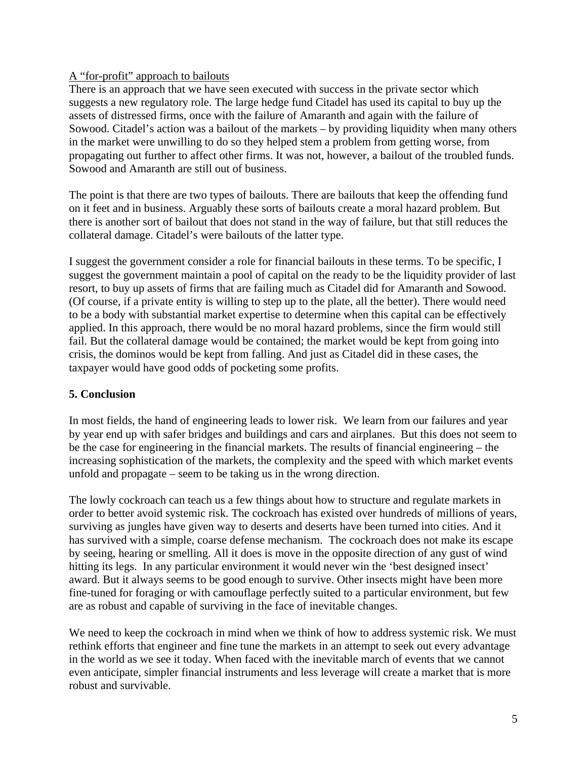A “for-profit” approach to bailouts

There is an approach that we have seen executed with success in the private sector which suggests a new regulatory role. The large hedge fund Citadel has used its capital to buy up the assets of distressed firms, once with the failure of Amaranth and again with the failure of Sowood. Citadel’s action was a bailout of the markets – by providing liquidity when many others in the market were unwilling to do so they helped stem a problem from getting worse, from propagating out further to affect other firms. It was not, however, a bailout of the troubled funds. Sowood and Amaranth are still out of business.

The point is that there are two types of bailouts. There are bailouts that keep the offending fund on it feet and in business. Arguably these sorts of bailouts create a moral hazard problem. But there is another sort of bailout that does not stand in the way of failure, but that still reduces the collateral damage. Citadel’s were bailouts of the latter type.

I suggest the government consider a role for financial bailouts in these terms. To be specific, I suggest the government maintain a pool of capital on the ready to be the liquidity provider of last resort, to buy up assets of firms that are failing much as Citadel did for Amaranth and Sowood. (Of course, if a private entity is willing to step up to the plate, all the better). There would need to be a body with substantial market expertise to determine when this capital can be effectively applied. In this approach, there would be no moral hazard problems, since the firm would still fail. But the collateral damage would be contained; the market would be kept from going into crisis, the dominos would be kept from falling. And just as Citadel did in these cases, the taxpayer would have good odds of pocketing some profits.

## 5. Conclusion

In most fields, the hand of engineering leads to lower risk. We learn from our failures and year by year end up with safer bridges and buildings and cars and airplanes. But this does not seem to be the case for engineering in the financial markets. The results of financial engineering – the increasing sophistication of the markets, the complexity and the speed with which market events unfold and propagate – seem to be taking us in the wrong direction.

The lowly cockroach can teach us a few things about how to structure and regulate markets in order to better avoid systemic risk. The cockroach has existed over hundreds of millions of years, surviving as jungles have given way to deserts and deserts have been turned into cities. And it has survived with a simple, coarse defense mechanism. The cockroach does not make its escape by seeing, hearing or smelling. All it does is move in the opposite direction of any gust of wind hitting its legs. In any particular environment it would never win the ‘best designed insect’ award. But it always seems to be good enough to survive. Other insects might have been more fine-tuned for foraging or with camouflage perfectly suited to a particular environment, but few are as robust and capable of surviving in the face of inevitable changes.

We need to keep the cockroach in mind when we think of how to address systemic risk. We must rethink efforts that engineer and fine tune the markets in an attempt to seek out every advantage in the world as we see it today. When faced with the inevitable march of events that we cannot even anticipate, simpler financial instruments and less leverage will create a market that is more robust and survivable.